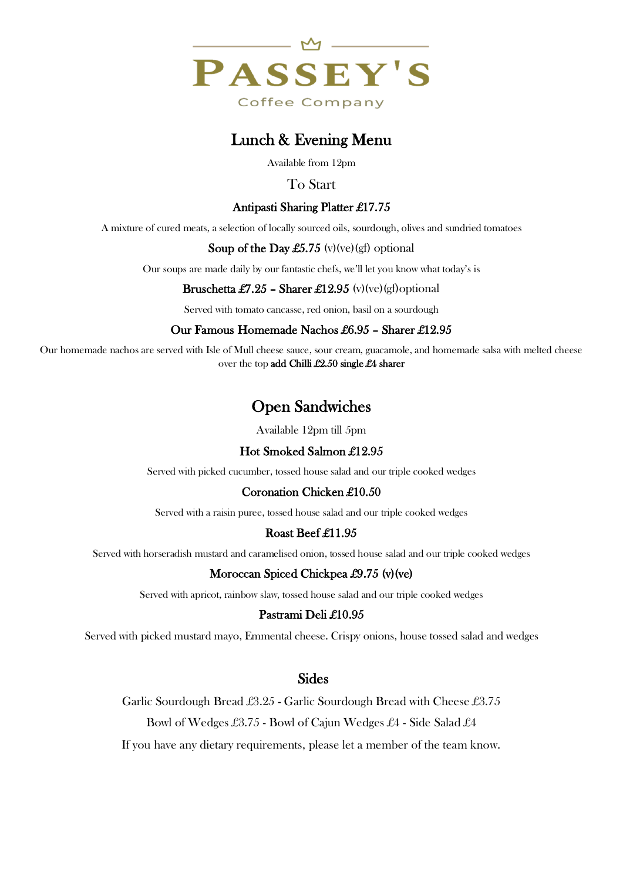# PASSEY'S

Coffee Company

## Lunch & Evening Menu

Available from 12pm

### To Start

**Antipasti Sharing Platter £17.75**

A mixture of cured meats, a selection of locally sourced oils, sourdough, olives and sundried tomatoes

**Soup of the Day £5.75** (v)(ve)(gf) optional

Our soups are made daily by our fantastic chefs, we'll let you know what today's is

**Bruschetta £7.25 – Sharer £12.95** (v)(ve)(gf)optional

Served with tomato cancasse, red onion, basil on a sourdough

**Our Famous Homemade Nachos £6.95 – Sharer £12.95**

Our homemade nachos are served with Isle of Mull cheese sauce, sour cream, guacamole, and homemade salsa with melted cheese over the top **add Chilli £2.50 single £4 sharer**

## Open Sandwiches

Available 12pm till 5pm

**Hot Smoked Salmon £12.95**

Served with picked cucumber, tossed house salad and our triple cooked wedges

**Coronation Chicken £10.50**

Served with a raisin puree, tossed house salad and our triple cooked wedges

**Roast Beef £11.95**

Served with horseradish mustard and caramelised onion, tossed house salad and our triple cooked wedges

**Moroccan Spiced Chickpea £9.75 (v)(ve)**

Served with apricot, rainbow slaw, tossed house salad and our triple cooked wedges

**Pastrami Deli £10.95**

Served with picked mustard mayo, Emmental cheese. Crispy onions, house tossed salad and wedges

## Sides

Garlic Sourdough Bread £3.25 - Garlic Sourdough Bread with Cheese £3.75

Bowl of Wedges £3.75 - Bowl of Cajun Wedges £4 - Side Salad £4

If you have any dietary requirements, please let a member of the team know.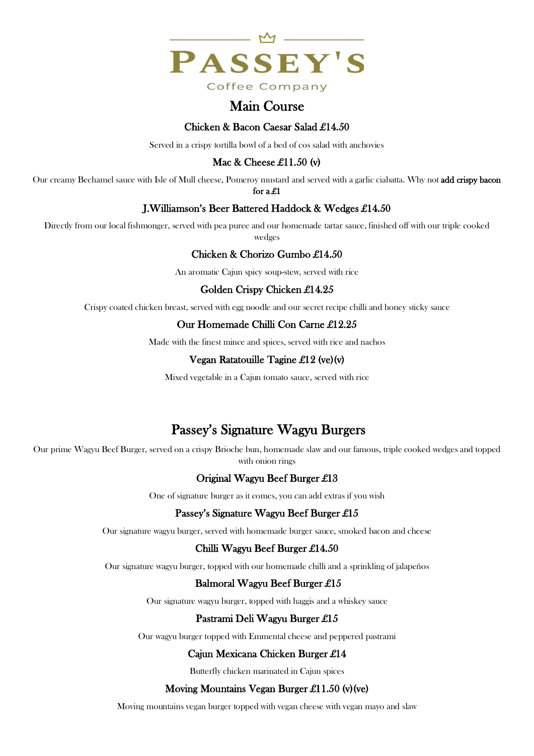# PASSEY'S

Coffee Company

## Main Course

### Chicken & Bacon Caesar Salad £14.50

Served in a crispy tortilla bowl of a bed of cos salad with anchovies

### Mac & Cheese £11.50 (v)

Our creamy Bechamel sauce with Isle of Mull cheese, Pomeroy mustard and served with a garlic ciabatta. Why not **add crispy bacon for a £1**

### J.Williamson's Beer Battered Haddock & Wedges £14.50

Directly from our local fishmonger, served with pea puree and our homemade tartar sauce, finished off with our triple cooked wedges

### Chicken & Chorizo Gumbo £14.50

An aromatic Cajun spicy soup-stew, served with rice

### Golden Crispy Chicken £14.25

Crispy coated chicken breast, served with egg noodle and our secret recipe chilli and honey sticky sauce

### Our Homemade Chilli Con Carne £12.25

Made with the finest mince and spices, served with rice and nachos

### Vegan Ratatouille Tagine £12 (ve)(v)

Mixed vegetable in a Cajun tomato sauce, served with rice

## Passey's Signature Wagyu Burgers

Our prime Wagyu Beef Burger, served on a crispy Brioche bun, homemade slaw and our famous, triple cooked wedges and topped with onion rings

### Original Wagyu Beef Burger £13

One of signature burger as it comes, you can add extras if you wish

### Passey's Signature Wagyu Beef Burger £15

Our signature wagyu burger, served with homemade burger sauce, smoked bacon and cheese

### Chilli Wagyu Beef Burger £14.50

Our signature wagyu burger, topped with our homemade chilli and a sprinkling of jalapeños

### Balmoral Wagyu Beef Burger £15

Our signature wagyu burger, topped with haggis and a whiskey sauce

### Pastrami Deli Wagyu Burger £15

Our wagyu burger topped with Emmental cheese and peppered pastrami

### Cajun Mexicana Chicken Burger £14

Butterfly chicken marinated in Cajun spices

### Moving Mountains Vegan Burger £11.50 (v)(ve)

Moving mountains vegan burger topped with vegan cheese with vegan mayo and slaw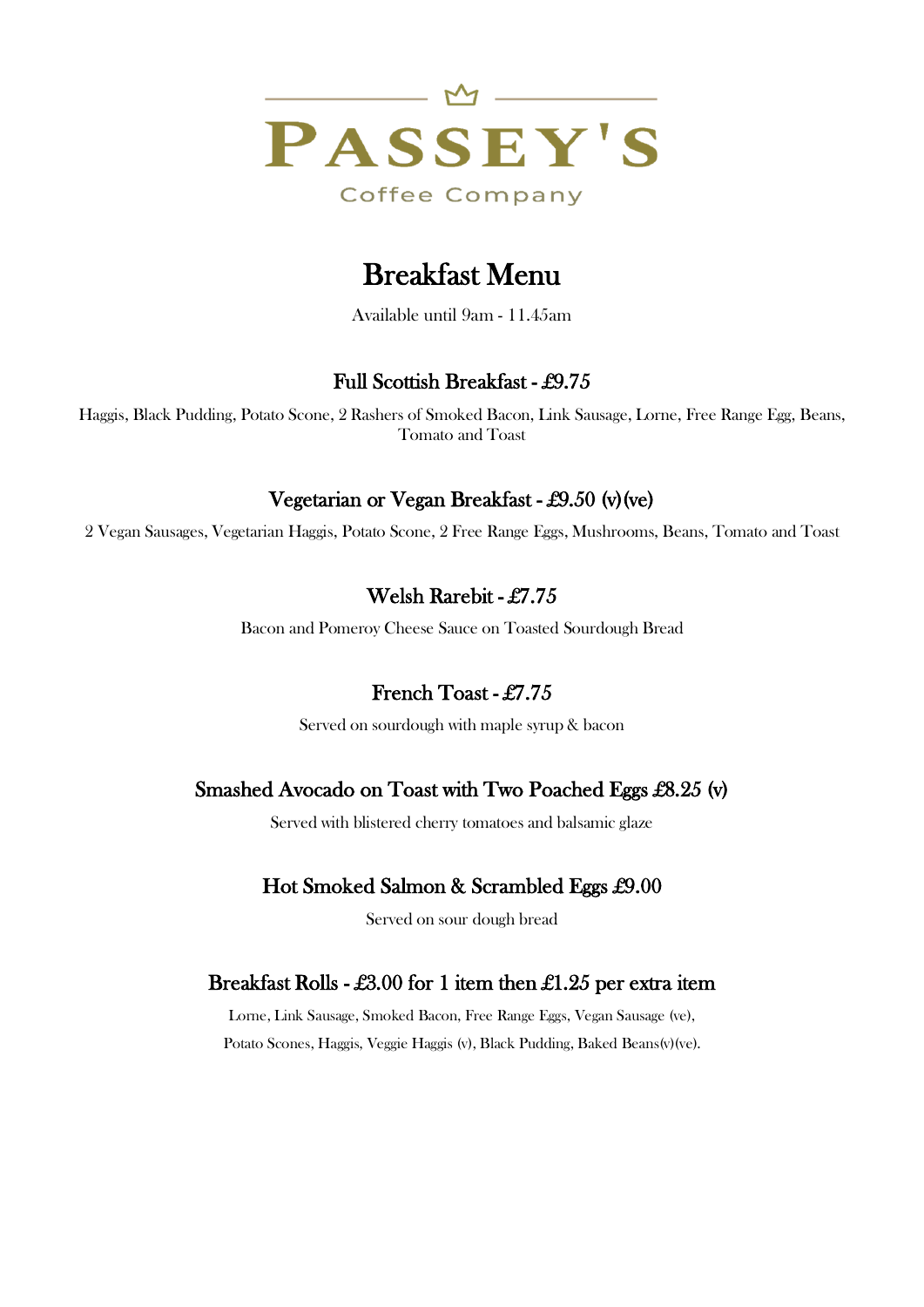# PASSEY'S

Coffee Company

## Breakfast Menu

Available until 9am - 11.45am

### Full Scottish Breakfast - £9.75

Haggis, Black Pudding, Potato Scone, 2 Rashers of Smoked Bacon, Link Sausage, Lorne, Free Range Egg, Beans, Tomato and Toast

### Vegetarian or Vegan Breakfast - £9.50 (v)(ve)

2 Vegan Sausages, Vegetarian Haggis, Potato Scone, 2 Free Range Eggs, Mushrooms, Beans, Tomato and Toast

### Welsh Rarebit - £7.75

Bacon and Pomeroy Cheese Sauce on Toasted Sourdough Bread

### French Toast - £7.75

Served on sourdough with maple syrup & bacon

### Smashed Avocado on Toast with Two Poached Eggs £8.25 (v)

Served with blistered cherry tomatoes and balsamic glaze

### Hot Smoked Salmon & Scrambled Eggs £9.00

Served on sour dough bread

### Breakfast Rolls - £3.00 for 1 item then £1.25 per extra item

Lorne, Link Sausage, Smoked Bacon, Free Range Eggs, Vegan Sausage (ve), Potato Scones, Haggis, Veggie Haggis (v), Black Pudding, Baked Beans(v)(ve).